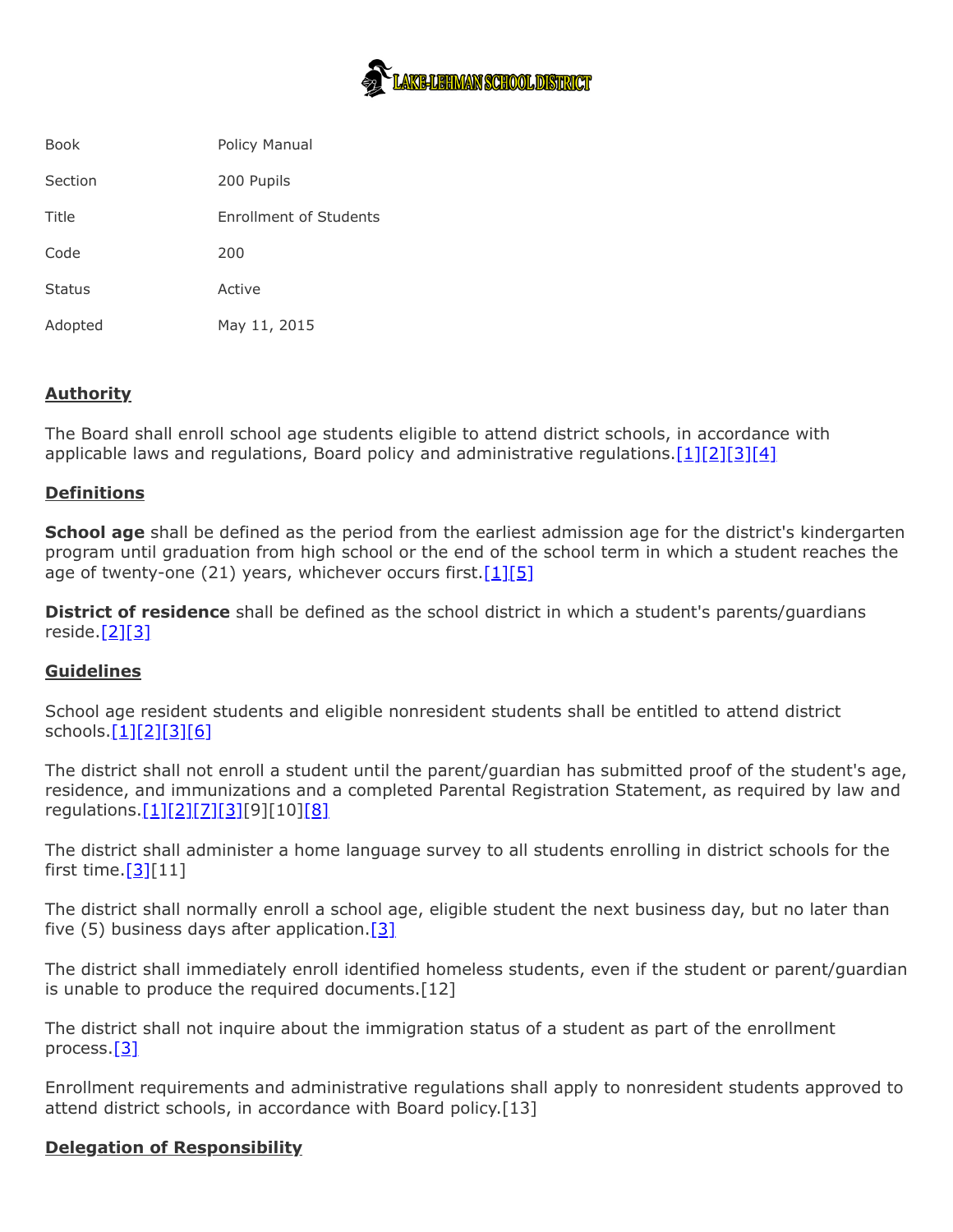LAKE-LEHMAN SCHOOL DISTRICT

| | |
|---|---|
| Book | Policy Manual |
| Section | 200 Pupils |
| Title | Enrollment of Students |
| Code | 200 |
| Status | Active |
| Adopted | May 11, 2015 |

## Authority

The Board shall enroll school age students eligible to attend district schools, in accordance with applicable laws and regulations, Board policy and administrative regulations.[1][2][3][4]

## Definitions

**School age** shall be defined as the period from the earliest admission age for the district's kindergarten program until graduation from high school or the end of the school term in which a student reaches the age of twenty-one (21) years, whichever occurs first.[1][5]

**District of residence** shall be defined as the school district in which a student's parents/guardians reside.[2][3]

## Guidelines

School age resident students and eligible nonresident students shall be entitled to attend district schools.[1][2][3][6]

The district shall not enroll a student until the parent/guardian has submitted proof of the student's age, residence, and immunizations and a completed Parental Registration Statement, as required by law and regulations.[1][2][7][3][9][10][8]

The district shall administer a home language survey to all students enrolling in district schools for the first time.[3][11]

The district shall normally enroll a school age, eligible student the next business day, but no later than five (5) business days after application.[3]

The district shall immediately enroll identified homeless students, even if the student or parent/guardian is unable to produce the required documents.[12]

The district shall not inquire about the immigration status of a student as part of the enrollment process.[3]

Enrollment requirements and administrative regulations shall apply to nonresident students approved to attend district schools, in accordance with Board policy.[13]

## Delegation of Responsibility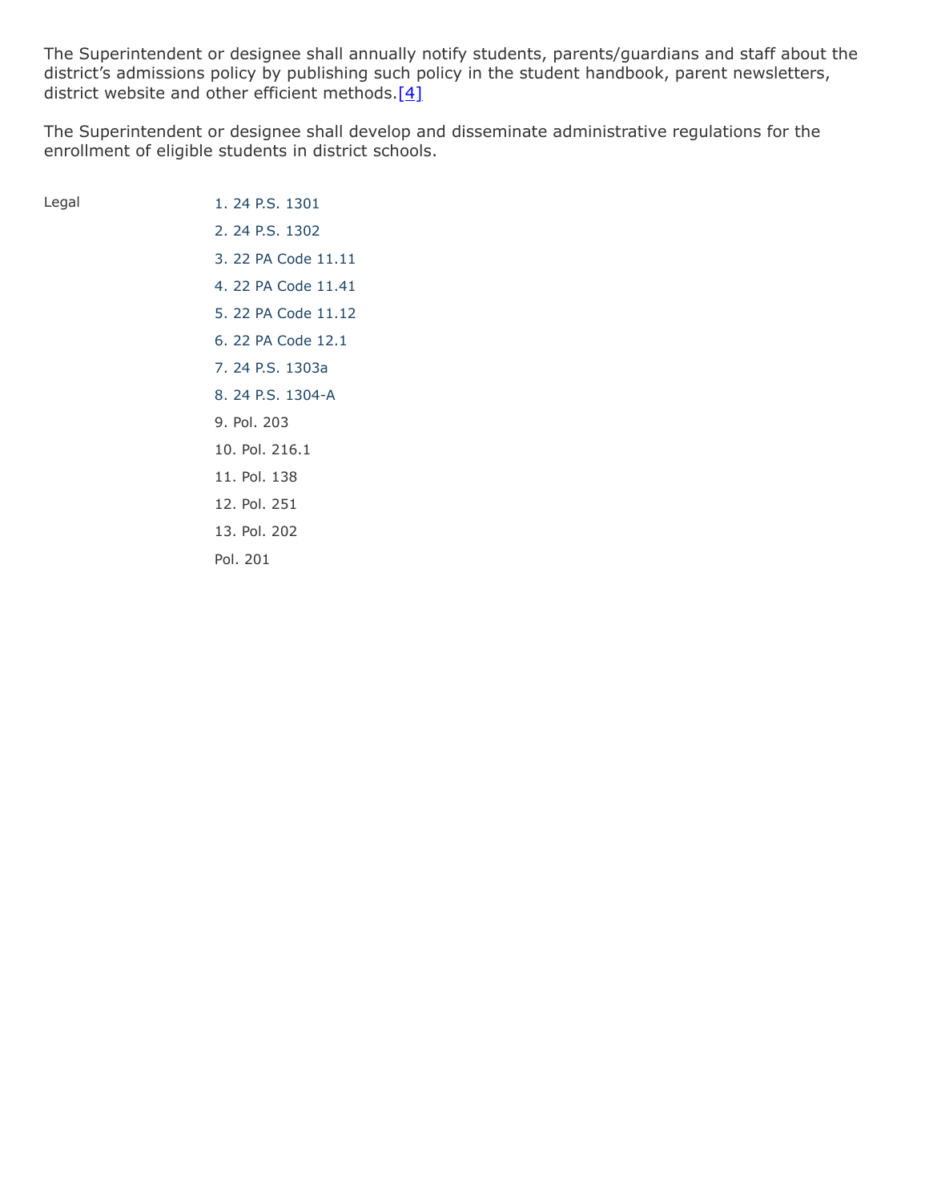The Superintendent or designee shall annually notify students, parents/guardians and staff about the district's admissions policy by publishing such policy in the student handbook, parent newsletters, district website and other efficient methods.[4]

The Superintendent or designee shall develop and disseminate administrative regulations for the enrollment of eligible students in district schools.

Legal

1. 24 P.S. 1301
2. 24 P.S. 1302
3. 22 PA Code 11.11
4. 22 PA Code 11.41
5. 22 PA Code 11.12
6. 22 PA Code 12.1
7. 24 P.S. 1303a
8. 24 P.S. 1304-A
9. Pol. 203
10. Pol. 216.1
11. Pol. 138
12. Pol. 251
13. Pol. 202

Pol. 201